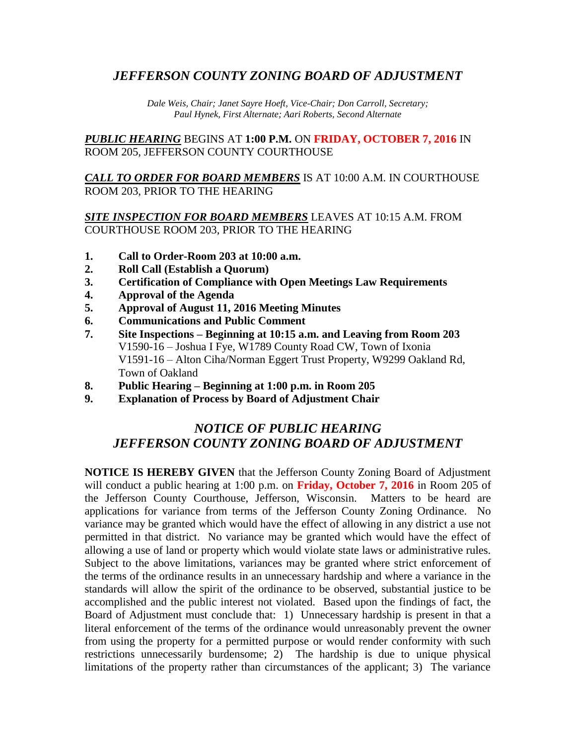# *JEFFERSON COUNTY ZONING BOARD OF ADJUSTMENT*

*Dale Weis, Chair; Janet Sayre Hoeft, Vice-Chair; Don Carroll, Secretary; Paul Hynek, First Alternate; Aari Roberts, Second Alternate*

***PUBLIC HEARING*** BEGINS AT **1:00 P.M.** ON **FRIDAY, OCTOBER 7, 2016** IN ROOM 205, JEFFERSON COUNTY COURTHOUSE

***CALL TO ORDER FOR BOARD MEMBERS*** IS AT 10:00 A.M. IN COURTHOUSE ROOM 203, PRIOR TO THE HEARING

***SITE INSPECTION FOR BOARD MEMBERS*** LEAVES AT 10:15 A.M. FROM COURTHOUSE ROOM 203, PRIOR TO THE HEARING

1. **Call to Order-Room 203 at 10:00 a.m.**
2. **Roll Call (Establish a Quorum)**
3. **Certification of Compliance with Open Meetings Law Requirements**
4. **Approval of the Agenda**
5. **Approval of August 11, 2016 Meeting Minutes**
6. **Communications and Public Comment**
7. **Site Inspections – Beginning at 10:15 a.m. and Leaving from Room 203**
   V1590-16 – Joshua I Fye, W1789 County Road CW, Town of Ixonia
   V1591-16 – Alton Ciha/Norman Eggert Trust Property, W9299 Oakland Rd, Town of Oakland
8. **Public Hearing – Beginning at 1:00 p.m. in Room 205**
9. **Explanation of Process by Board of Adjustment Chair**

## *NOTICE OF PUBLIC HEARING*
## *JEFFERSON COUNTY ZONING BOARD OF ADJUSTMENT*

**NOTICE IS HEREBY GIVEN** that the Jefferson County Zoning Board of Adjustment will conduct a public hearing at 1:00 p.m. on **Friday, October 7, 2016** in Room 205 of the Jefferson County Courthouse, Jefferson, Wisconsin. Matters to be heard are applications for variance from terms of the Jefferson County Zoning Ordinance. No variance may be granted which would have the effect of allowing in any district a use not permitted in that district. No variance may be granted which would have the effect of allowing a use of land or property which would violate state laws or administrative rules. Subject to the above limitations, variances may be granted where strict enforcement of the terms of the ordinance results in an unnecessary hardship and where a variance in the standards will allow the spirit of the ordinance to be observed, substantial justice to be accomplished and the public interest not violated. Based upon the findings of fact, the Board of Adjustment must conclude that: 1) Unnecessary hardship is present in that a literal enforcement of the terms of the ordinance would unreasonably prevent the owner from using the property for a permitted purpose or would render conformity with such restrictions unnecessarily burdensome; 2) The hardship is due to unique physical limitations of the property rather than circumstances of the applicant; 3) The variance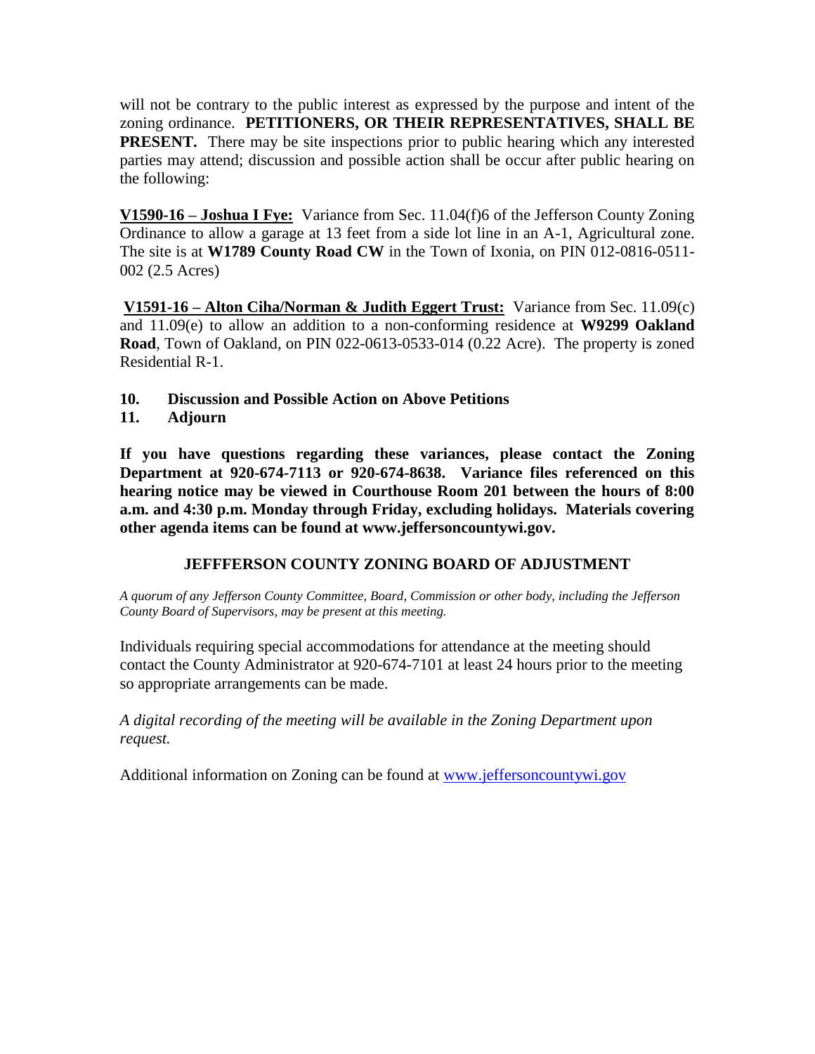will not be contrary to the public interest as expressed by the purpose and intent of the zoning ordinance. **PETITIONERS, OR THEIR REPRESENTATIVES, SHALL BE PRESENT.** There may be site inspections prior to public hearing which any interested parties may attend; discussion and possible action shall be occur after public hearing on the following:

**V1590-16 – Joshua I Fye:** Variance from Sec. 11.04(f)6 of the Jefferson County Zoning Ordinance to allow a garage at 13 feet from a side lot line in an A-1, Agricultural zone. The site is at **W1789 County Road CW** in the Town of Ixonia, on PIN 012-0816-0511-002 (2.5 Acres)

**V1591-16 – Alton Ciha/Norman & Judith Eggert Trust:** Variance from Sec. 11.09(c) and 11.09(e) to allow an addition to a non-conforming residence at **W9299 Oakland Road**, Town of Oakland, on PIN 022-0613-0533-014 (0.22 Acre). The property is zoned Residential R-1.

**10. Discussion and Possible Action on Above Petitions**

**11. Adjourn**

**If you have questions regarding these variances, please contact the Zoning Department at 920-674-7113 or 920-674-8638. Variance files referenced on this hearing notice may be viewed in Courthouse Room 201 between the hours of 8:00 a.m. and 4:30 p.m. Monday through Friday, excluding holidays. Materials covering other agenda items can be found at www.jeffersoncountywi.gov.**

**JEFFFERSON COUNTY ZONING BOARD OF ADJUSTMENT**

*A quorum of any Jefferson County Committee, Board, Commission or other body, including the Jefferson County Board of Supervisors, may be present at this meeting.*

Individuals requiring special accommodations for attendance at the meeting should contact the County Administrator at 920-674-7101 at least 24 hours prior to the meeting so appropriate arrangements can be made.

*A digital recording of the meeting will be available in the Zoning Department upon request.*

Additional information on Zoning can be found at www.jeffersoncountywi.gov